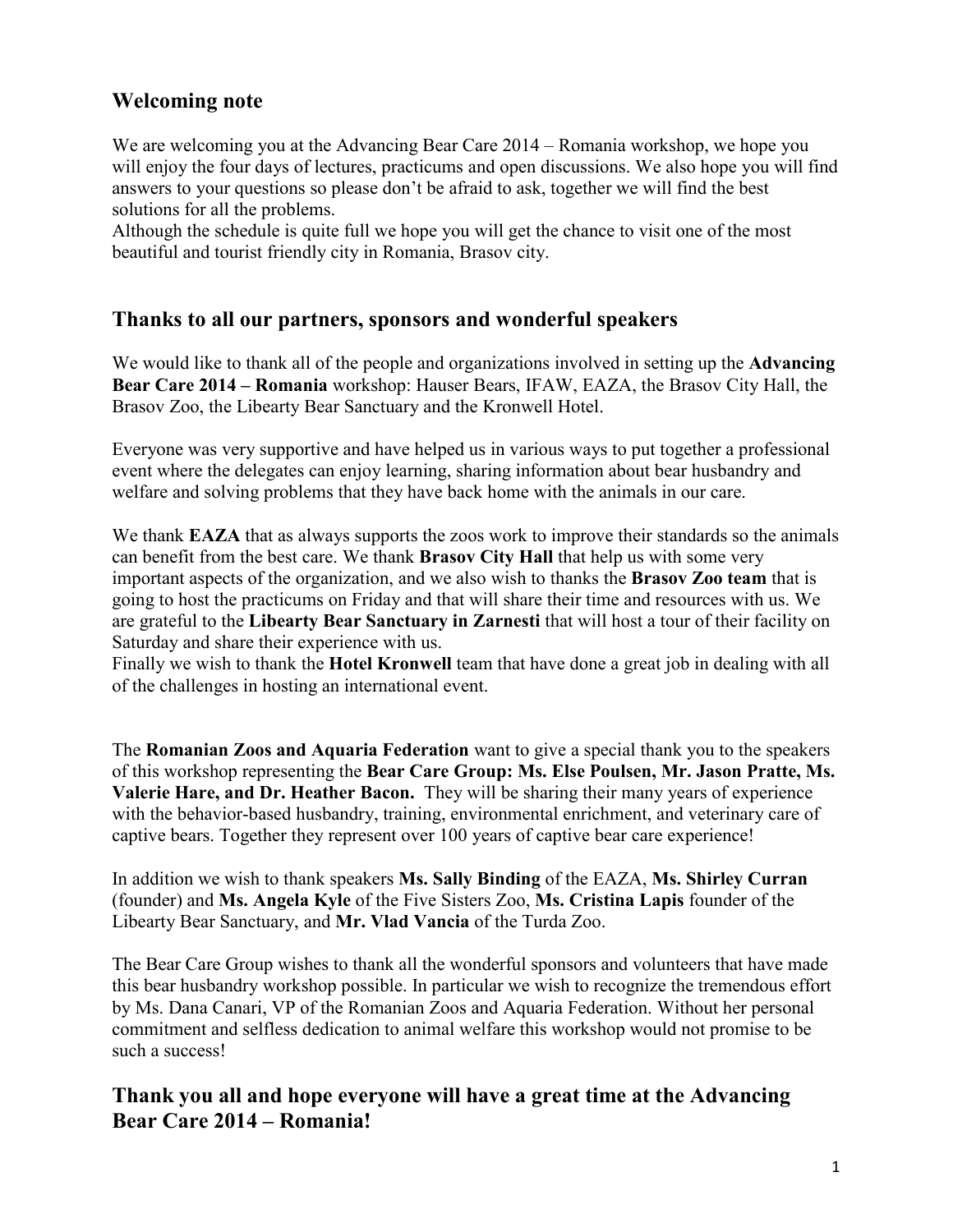## Welcoming note

We are welcoming you at the Advancing Bear Care 2014 – Romania workshop, we hope you will enjoy the four days of lectures, practicums and open discussions. We also hope you will find answers to your questions so please don't be afraid to ask, together we will find the best solutions for all the problems.
Although the schedule is quite full we hope you will get the chance to visit one of the most beautiful and tourist friendly city in Romania, Brasov city.

## Thanks to all our partners, sponsors and wonderful speakers

We would like to thank all of the people and organizations involved in setting up the **Advancing Bear Care 2014 – Romania** workshop: Hauser Bears, IFAW, EAZA, the Brasov City Hall, the Brasov Zoo, the Libearty Bear Sanctuary and the Kronwell Hotel.

Everyone was very supportive and have helped us in various ways to put together a professional event where the delegates can enjoy learning, sharing information about bear husbandry and welfare and solving problems that they have back home with the animals in our care.

We thank **EAZA** that as always supports the zoos work to improve their standards so the animals can benefit from the best care. We thank **Brasov City Hall** that help us with some very important aspects of the organization, and we also wish to thanks the **Brasov Zoo team** that is going to host the practicums on Friday and that will share their time and resources with us. We are grateful to the **Libearty Bear Sanctuary in Zarnesti** that will host a tour of their facility on Saturday and share their experience with us.
Finally we wish to thank the **Hotel Kronwell** team that have done a great job in dealing with all of the challenges in hosting an international event.

The **Romanian Zoos and Aquaria Federation** want to give a special thank you to the speakers of this workshop representing the **Bear Care Group: Ms. Else Poulsen, Mr. Jason Pratte, Ms. Valerie Hare, and Dr. Heather Bacon.** They will be sharing their many years of experience with the behavior-based husbandry, training, environmental enrichment, and veterinary care of captive bears. Together they represent over 100 years of captive bear care experience!

In addition we wish to thank speakers **Ms. Sally Binding** of the EAZA, **Ms. Shirley Curran** (founder) and **Ms. Angela Kyle** of the Five Sisters Zoo, **Ms. Cristina Lapis** founder of the Libearty Bear Sanctuary, and **Mr. Vlad Vancia** of the Turda Zoo.

The Bear Care Group wishes to thank all the wonderful sponsors and volunteers that have made this bear husbandry workshop possible. In particular we wish to recognize the tremendous effort by Ms. Dana Canari, VP of the Romanian Zoos and Aquaria Federation. Without her personal commitment and selfless dedication to animal welfare this workshop would not promise to be such a success!

## Thank you all and hope everyone will have a great time at the Advancing Bear Care 2014 – Romania!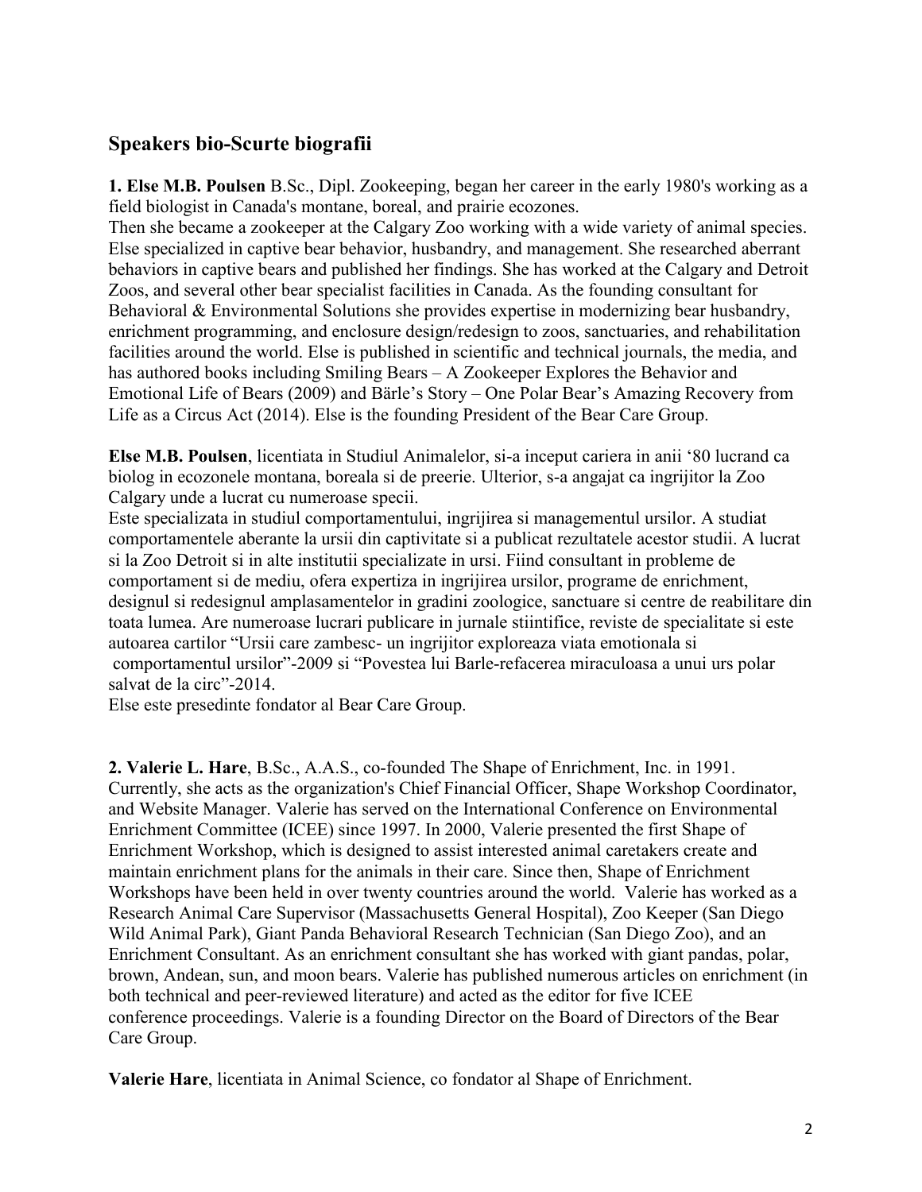## Speakers bio-Scurte biografii

**1. Else M.B. Poulsen** B.Sc., Dipl. Zookeeping, began her career in the early 1980's working as a field biologist in Canada's montane, boreal, and prairie ecozones.
Then she became a zookeeper at the Calgary Zoo working with a wide variety of animal species. Else specialized in captive bear behavior, husbandry, and management. She researched aberrant behaviors in captive bears and published her findings. She has worked at the Calgary and Detroit Zoos, and several other bear specialist facilities in Canada. As the founding consultant for Behavioral & Environmental Solutions she provides expertise in modernizing bear husbandry, enrichment programming, and enclosure design/redesign to zoos, sanctuaries, and rehabilitation facilities around the world. Else is published in scientific and technical journals, the media, and has authored books including Smiling Bears – A Zookeeper Explores the Behavior and Emotional Life of Bears (2009) and Bärle's Story – One Polar Bear's Amazing Recovery from Life as a Circus Act (2014). Else is the founding President of the Bear Care Group.

**Else M.B. Poulsen**, licentiata in Studiul Animalelor, si-a inceput cariera in anii '80 lucrand ca biolog in ecozonele montana, boreala si de preerie. Ulterior, s-a angajat ca ingrijitor la Zoo Calgary unde a lucrat cu numeroase specii.
Este specializata in studiul comportamentului, ingrijirea si managementul ursilor. A studiat comportamentele aberante la ursii din captivitate si a publicat rezultatele acestor studii. A lucrat si la Zoo Detroit si in alte institutii specializate in ursi. Fiind consultant in probleme de comportament si de mediu, ofera expertiza in ingrijirea ursilor, programe de enrichment, designul si redesignul amplasamentelor in gradini zoologice, sanctuare si centre de reabilitare din toata lumea. Are numeroase lucrari publicare in jurnale stiintifice, reviste de specialitate si este autoarea cartilor "Ursii care zambesc- un ingrijitor exploreaza viata emotionala si comportamentul ursilor"-2009 si "Povestea lui Barle-refacerea miraculoasa a unui urs polar salvat de la circ"-2014.
Else este presedinte fondator al Bear Care Group.

**2. Valerie L. Hare**, B.Sc., A.A.S., co-founded The Shape of Enrichment, Inc. in 1991. Currently, she acts as the organization's Chief Financial Officer, Shape Workshop Coordinator, and Website Manager. Valerie has served on the International Conference on Environmental Enrichment Committee (ICEE) since 1997. In 2000, Valerie presented the first Shape of Enrichment Workshop, which is designed to assist interested animal caretakers create and maintain enrichment plans for the animals in their care. Since then, Shape of Enrichment Workshops have been held in over twenty countries around the world. Valerie has worked as a Research Animal Care Supervisor (Massachusetts General Hospital), Zoo Keeper (San Diego Wild Animal Park), Giant Panda Behavioral Research Technician (San Diego Zoo), and an Enrichment Consultant. As an enrichment consultant she has worked with giant pandas, polar, brown, Andean, sun, and moon bears. Valerie has published numerous articles on enrichment (in both technical and peer-reviewed literature) and acted as the editor for five ICEE conference proceedings. Valerie is a founding Director on the Board of Directors of the Bear Care Group.

**Valerie Hare**, licentiata in Animal Science, co fondator al Shape of Enrichment.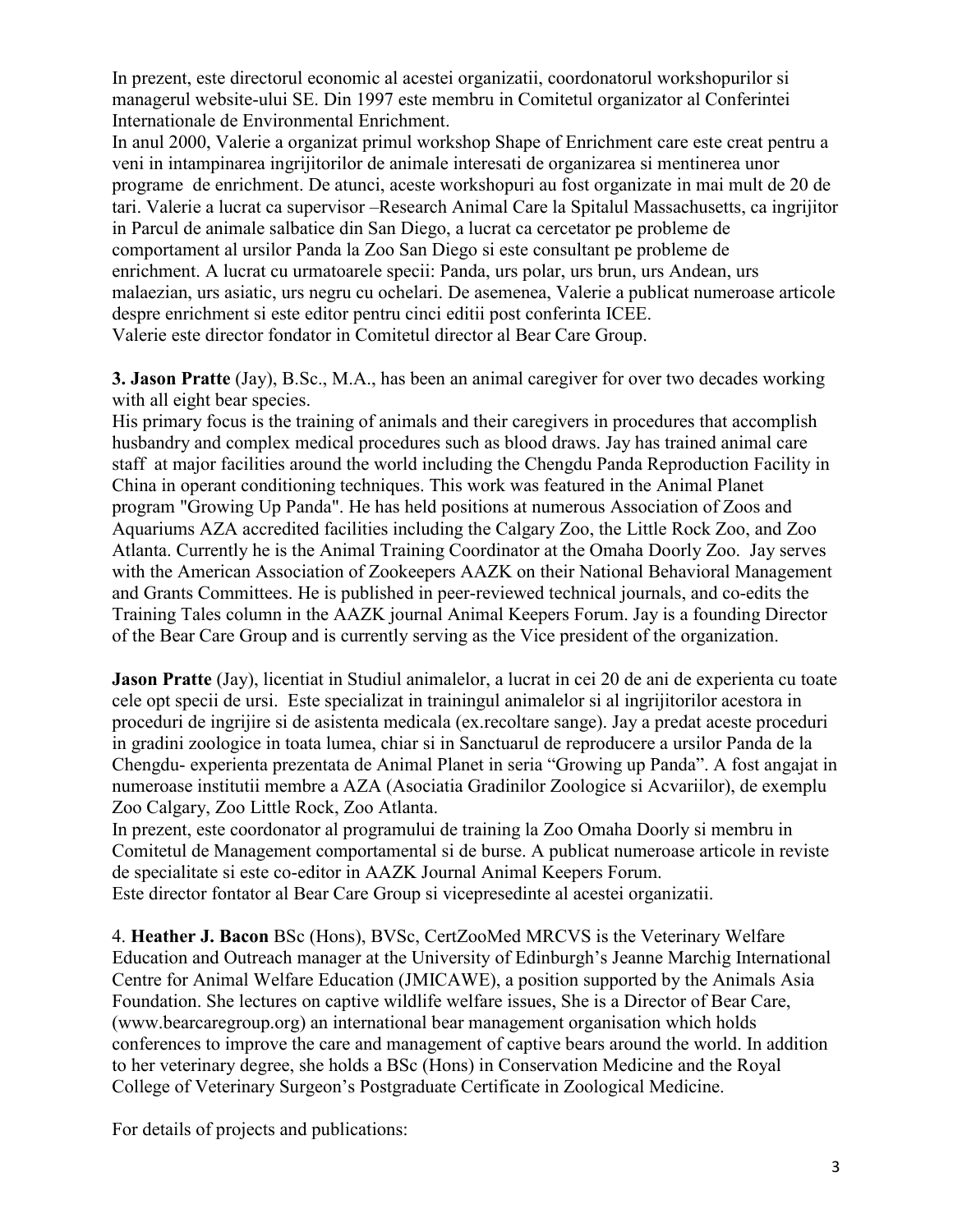In prezent, este directorul economic al acestei organizatii, coordonatorul workshopurilor si managerul website-ului SE. Din 1997 este membru in Comitetul organizator al Conferintei Internationale de Environmental Enrichment.

In anul 2000, Valerie a organizat primul workshop Shape of Enrichment care este creat pentru a veni in intampinarea ingrijitorilor de animale interesati de organizarea si mentinerea unor programe de enrichment. De atunci, aceste workshopuri au fost organizate in mai mult de 20 de tari. Valerie a lucrat ca supervisor –Research Animal Care la Spitalul Massachusetts, ca ingrijitor in Parcul de animale salbatice din San Diego, a lucrat ca cercetator pe probleme de comportament al ursilor Panda la Zoo San Diego si este consultant pe probleme de enrichment. A lucrat cu urmatoarele specii: Panda, urs polar, urs brun, urs Andean, urs malaezian, urs asiatic, urs negru cu ochelari. De asemenea, Valerie a publicat numeroase articole despre enrichment si este editor pentru cinci editii post conferinta ICEE.

Valerie este director fondator in Comitetul director al Bear Care Group.

**3. Jason Pratte** (Jay), B.Sc., M.A., has been an animal caregiver for over two decades working with all eight bear species.

His primary focus is the training of animals and their caregivers in procedures that accomplish husbandry and complex medical procedures such as blood draws. Jay has trained animal care staff at major facilities around the world including the Chengdu Panda Reproduction Facility in China in operant conditioning techniques. This work was featured in the Animal Planet program "Growing Up Panda". He has held positions at numerous Association of Zoos and Aquariums AZA accredited facilities including the Calgary Zoo, the Little Rock Zoo, and Zoo Atlanta. Currently he is the Animal Training Coordinator at the Omaha Doorly Zoo. Jay serves with the American Association of Zookeepers AAZK on their National Behavioral Management and Grants Committees. He is published in peer-reviewed technical journals, and co-edits the Training Tales column in the AAZK journal Animal Keepers Forum. Jay is a founding Director of the Bear Care Group and is currently serving as the Vice president of the organization.

**Jason Pratte** (Jay), licentiat in Studiul animalelor, a lucrat in cei 20 de ani de experienta cu toate cele opt specii de ursi. Este specializat in trainingul animalelor si al ingrijitorilor acestora in proceduri de ingrijire si de asistenta medicala (ex.recoltare sange). Jay a predat aceste proceduri in gradini zoologice in toata lumea, chiar si in Sanctuarul de reproducere a ursilor Panda de la Chengdu- experienta prezentata de Animal Planet in seria "Growing up Panda". A fost angajat in numeroase institutii membre a AZA (Asociatia Gradinilor Zoologice si Acvariilor), de exemplu Zoo Calgary, Zoo Little Rock, Zoo Atlanta.

In prezent, este coordonator al programului de training la Zoo Omaha Doorly si membru in Comitetul de Management comportamental si de burse. A publicat numeroase articole in reviste de specialitate si este co-editor in AAZK Journal Animal Keepers Forum.

Este director fontator al Bear Care Group si vicepresedinte al acestei organizatii.

4. **Heather J. Bacon** BSc (Hons), BVSc, CertZooMed MRCVS is the Veterinary Welfare Education and Outreach manager at the University of Edinburgh's Jeanne Marchig International Centre for Animal Welfare Education (JMICAWE), a position supported by the Animals Asia Foundation. She lectures on captive wildlife welfare issues, She is a Director of Bear Care, (www.bearcaregroup.org) an international bear management organisation which holds conferences to improve the care and management of captive bears around the world. In addition to her veterinary degree, she holds a BSc (Hons) in Conservation Medicine and the Royal College of Veterinary Surgeon's Postgraduate Certificate in Zoological Medicine.

For details of projects and publications: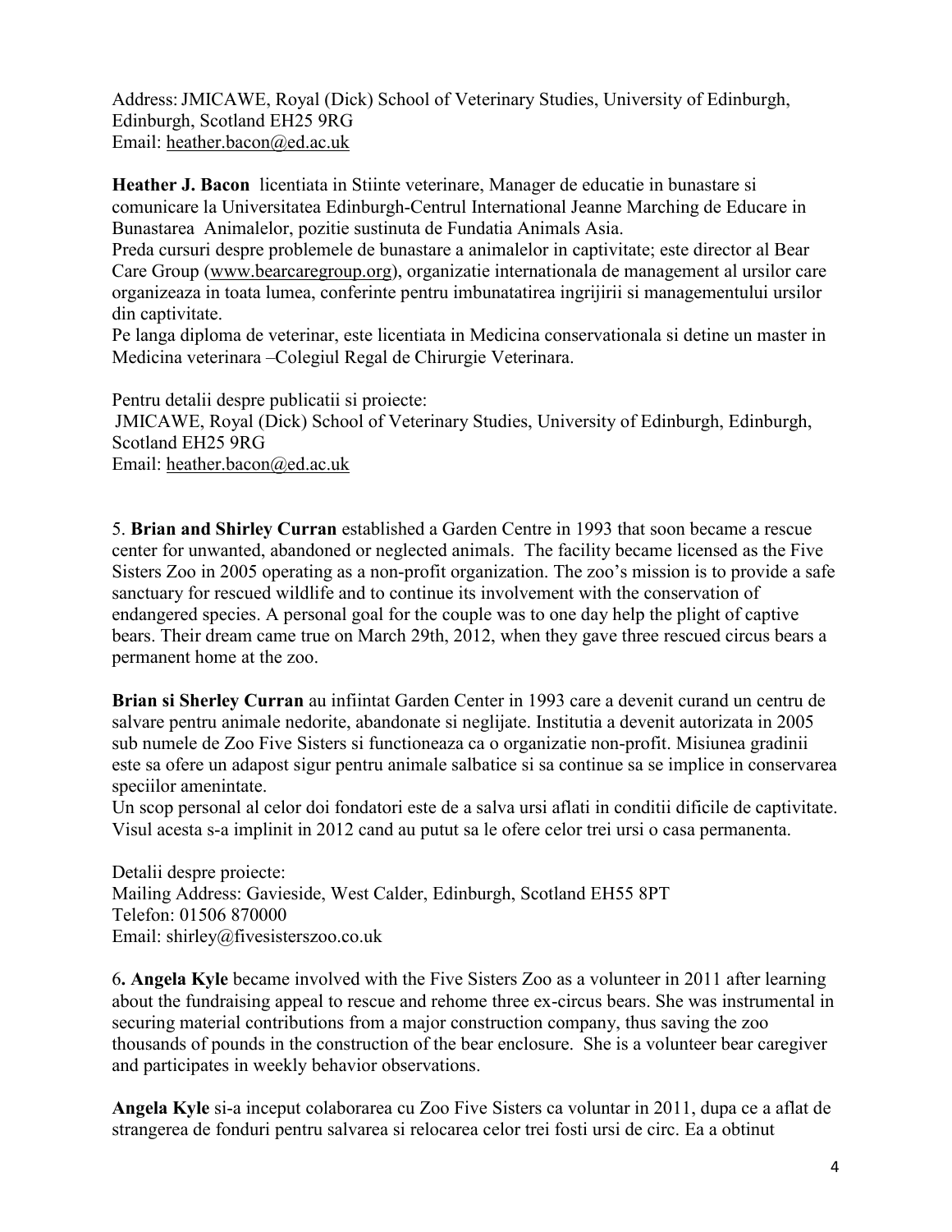Address: JMICAWE, Royal (Dick) School of Veterinary Studies, University of Edinburgh, Edinburgh, Scotland EH25 9RG
Email: heather.bacon@ed.ac.uk

**Heather J. Bacon** licentiata in Stiinte veterinare, Manager de educatie in bunastare si comunicare la Universitatea Edinburgh-Centrul International Jeanne Marching de Educare in Bunastarea Animalelor, pozitie sustinuta de Fundatia Animals Asia.
Preda cursuri despre problemele de bunastare a animalelor in captivitate; este director al Bear Care Group (www.bearcaregroup.org), organizatie internationala de management al ursilor care organizeaza in toata lumea, conferinte pentru imbunatatirea ingrijirii si managementului ursilor din captivitate.
Pe langa diploma de veterinar, este licentiata in Medicina conservationala si detine un master in Medicina veterinara –Colegiul Regal de Chirurgie Veterinara.

Pentru detalii despre publicatii si proiecte:
JMICAWE, Royal (Dick) School of Veterinary Studies, University of Edinburgh, Edinburgh, Scotland EH25 9RG
Email: heather.bacon@ed.ac.uk

5. **Brian and Shirley Curran** established a Garden Centre in 1993 that soon became a rescue center for unwanted, abandoned or neglected animals. The facility became licensed as the Five Sisters Zoo in 2005 operating as a non-profit organization. The zoo's mission is to provide a safe sanctuary for rescued wildlife and to continue its involvement with the conservation of endangered species. A personal goal for the couple was to one day help the plight of captive bears. Their dream came true on March 29th, 2012, when they gave three rescued circus bears a permanent home at the zoo.

**Brian si Sherley Curran** au infiintat Garden Center in 1993 care a devenit curand un centru de salvare pentru animale nedorite, abandonate si neglijate. Institutia a devenit autorizata in 2005 sub numele de Zoo Five Sisters si functioneaza ca o organizatie non-profit. Misiunea gradinii este sa ofere un adapost sigur pentru animale salbatice si sa continue sa se implice in conservarea speciilor amenintate.
Un scop personal al celor doi fondatori este de a salva ursi aflati in conditii dificile de captivitate. Visul acesta s-a implinit in 2012 cand au putut sa le ofere celor trei ursi o casa permanenta.

Detalii despre proiecte:
Mailing Address: Gavieside, West Calder, Edinburgh, Scotland EH55 8PT
Telefon: 01506 870000
Email: shirley@fivesisterszoo.co.uk

6**. Angela Kyle** became involved with the Five Sisters Zoo as a volunteer in 2011 after learning about the fundraising appeal to rescue and rehome three ex-circus bears. She was instrumental in securing material contributions from a major construction company, thus saving the zoo thousands of pounds in the construction of the bear enclosure. She is a volunteer bear caregiver and participates in weekly behavior observations.

**Angela Kyle** si-a inceput colaborarea cu Zoo Five Sisters ca voluntar in 2011, dupa ce a aflat de strangerea de fonduri pentru salvarea si relocarea celor trei fosti ursi de circ. Ea a obtinut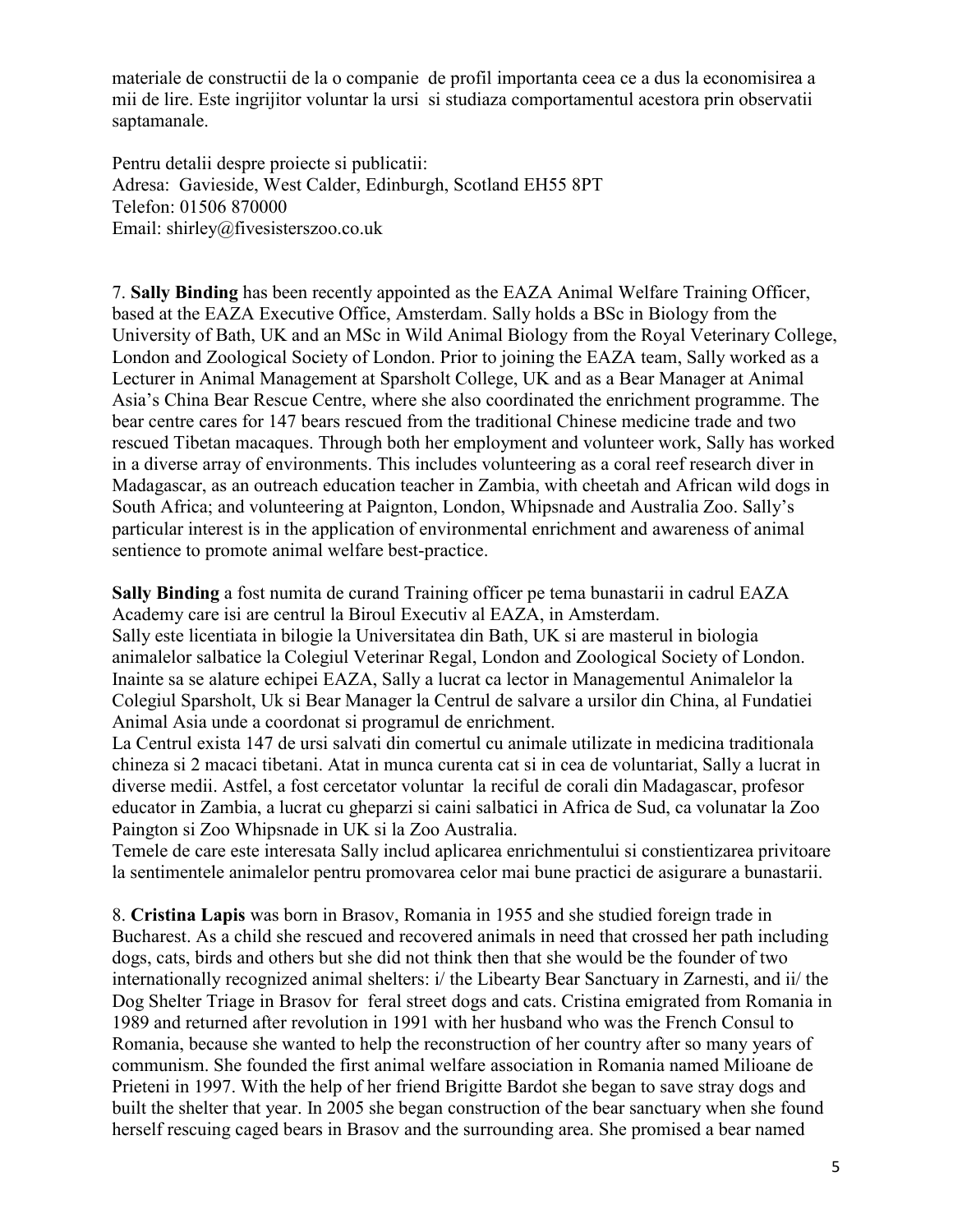materiale de constructii de la o companie de profil importanta ceea ce a dus la economisirea a mii de lire. Este ingrijitor voluntar la ursi si studiaza comportamentul acestora prin observatii saptamanale.

Pentru detalii despre proiecte si publicatii:
Adresa: Gavieside, West Calder, Edinburgh, Scotland EH55 8PT
Telefon: 01506 870000
Email: shirley@fivesisterszoo.co.uk

7. **Sally Binding** has been recently appointed as the EAZA Animal Welfare Training Officer, based at the EAZA Executive Office, Amsterdam. Sally holds a BSc in Biology from the University of Bath, UK and an MSc in Wild Animal Biology from the Royal Veterinary College, London and Zoological Society of London. Prior to joining the EAZA team, Sally worked as a Lecturer in Animal Management at Sparsholt College, UK and as a Bear Manager at Animal Asia's China Bear Rescue Centre, where she also coordinated the enrichment programme. The bear centre cares for 147 bears rescued from the traditional Chinese medicine trade and two rescued Tibetan macaques. Through both her employment and volunteer work, Sally has worked in a diverse array of environments. This includes volunteering as a coral reef research diver in Madagascar, as an outreach education teacher in Zambia, with cheetah and African wild dogs in South Africa; and volunteering at Paignton, London, Whipsnade and Australia Zoo. Sally's particular interest is in the application of environmental enrichment and awareness of animal sentience to promote animal welfare best-practice.

**Sally Binding** a fost numita de curand Training officer pe tema bunastarii in cadrul EAZA Academy care isi are centrul la Biroul Executiv al EAZA, in Amsterdam.
Sally este licentiata in bilogie la Universitatea din Bath, UK si are masterul in biologia animalelor salbatice la Colegiul Veterinar Regal, London and Zoological Society of London. Inainte sa se alature echipei EAZA, Sally a lucrat ca lector in Managementul Animalelor la Colegiul Sparsholt, Uk si Bear Manager la Centrul de salvare a ursilor din China, al Fundatiei Animal Asia unde a coordonat si programul de enrichment.
La Centrul exista 147 de ursi salvati din comertul cu animale utilizate in medicina traditionala chineza si 2 macaci tibetani. Atat in munca curenta cat si in cea de voluntariat, Sally a lucrat in diverse medii. Astfel, a fost cercetator voluntar la reciful de corali din Madagascar, profesor educator in Zambia, a lucrat cu gheparzi si caini salbatici in Africa de Sud, ca volunatar la Zoo Paington si Zoo Whipsnade in UK si la Zoo Australia.
Temele de care este interesata Sally includ aplicarea enrichmentului si constientizarea privitoare la sentimentele animalelor pentru promovarea celor mai bune practici de asigurare a bunastarii.

8. **Cristina Lapis** was born in Brasov, Romania in 1955 and she studied foreign trade in Bucharest. As a child she rescued and recovered animals in need that crossed her path including dogs, cats, birds and others but she did not think then that she would be the founder of two internationally recognized animal shelters: i/ the Libearty Bear Sanctuary in Zarnesti, and ii/ the Dog Shelter Triage in Brasov for feral street dogs and cats. Cristina emigrated from Romania in 1989 and returned after revolution in 1991 with her husband who was the French Consul to Romania, because she wanted to help the reconstruction of her country after so many years of communism. She founded the first animal welfare association in Romania named Milioane de Prieteni in 1997. With the help of her friend Brigitte Bardot she began to save stray dogs and built the shelter that year. In 2005 she began construction of the bear sanctuary when she found herself rescuing caged bears in Brasov and the surrounding area. She promised a bear named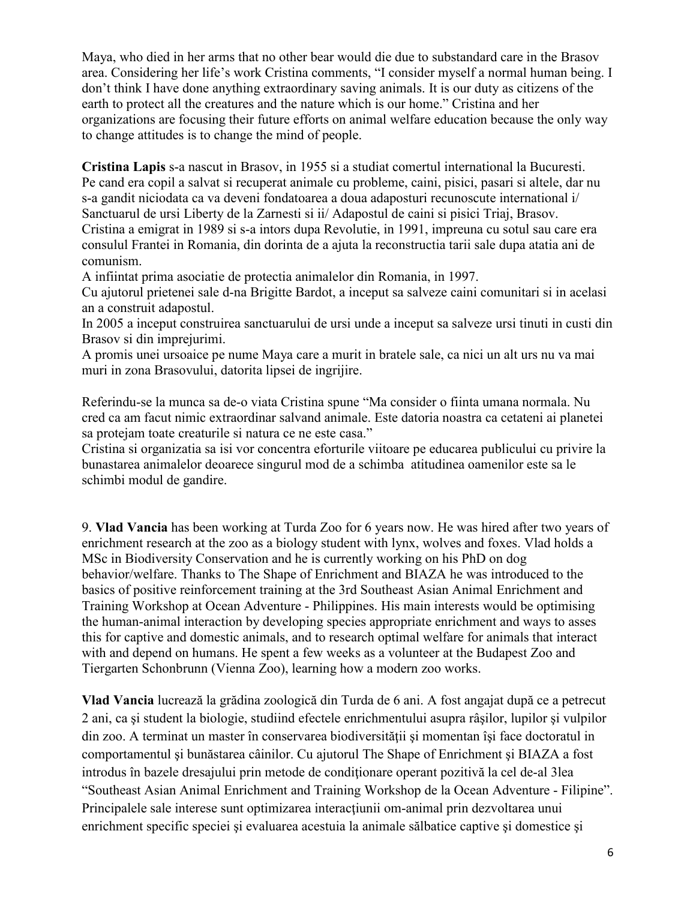Maya, who died in her arms that no other bear would die due to substandard care in the Brasov area. Considering her life's work Cristina comments, "I consider myself a normal human being. I don't think I have done anything extraordinary saving animals. It is our duty as citizens of the earth to protect all the creatures and the nature which is our home." Cristina and her organizations are focusing their future efforts on animal welfare education because the only way to change attitudes is to change the mind of people.

**Cristina Lapis** s-a nascut in Brasov, in 1955 si a studiat comertul international la Bucuresti. Pe cand era copil a salvat si recuperat animale cu probleme, caini, pisici, pasari si altele, dar nu s-a gandit niciodata ca va deveni fondatoarea a doua adaposturi recunoscute international i/ Sanctuarul de ursi Liberty de la Zarnesti si ii/ Adapostul de caini si pisici Triaj, Brasov. Cristina a emigrat in 1989 si s-a intors dupa Revolutie, in 1991, impreuna cu sotul sau care era consulul Frantei in Romania, din dorinta de a ajuta la reconstructia tarii sale dupa atatia ani de comunism.

A infiintat prima asociatie de protectia animalelor din Romania, in 1997.

Cu ajutorul prietenei sale d-na Brigitte Bardot, a inceput sa salveze caini comunitari si in acelasi an a construit adapostul.

In 2005 a inceput construirea sanctuarului de ursi unde a inceput sa salveze ursi tinuti in custi din Brasov si din imprejurimi.

A promis unei ursoaice pe nume Maya care a murit in bratele sale, ca nici un alt urs nu va mai muri in zona Brasovului, datorita lipsei de ingrijire.

Referindu-se la munca sa de-o viata Cristina spune "Ma consider o fiinta umana normala. Nu cred ca am facut nimic extraordinar salvand animale. Este datoria noastra ca cetateni ai planetei sa protejam toate creaturile si natura ce ne este casa."

Cristina si organizatia sa isi vor concentra eforturile viitoare pe educarea publicului cu privire la bunastarea animalelor deoarece singurul mod de a schimba atitudinea oamenilor este sa le schimbi modul de gandire.

9. **Vlad Vancia** has been working at Turda Zoo for 6 years now. He was hired after two years of enrichment research at the zoo as a biology student with lynx, wolves and foxes. Vlad holds a MSc in Biodiversity Conservation and he is currently working on his PhD on dog behavior/welfare. Thanks to The Shape of Enrichment and BIAZA he was introduced to the basics of positive reinforcement training at the 3rd Southeast Asian Animal Enrichment and Training Workshop at Ocean Adventure - Philippines. His main interests would be optimising the human-animal interaction by developing species appropriate enrichment and ways to asses this for captive and domestic animals, and to research optimal welfare for animals that interact with and depend on humans. He spent a few weeks as a volunteer at the Budapest Zoo and Tiergarten Schonbrunn (Vienna Zoo), learning how a modern zoo works.

**Vlad Vancia** lucrează la grădina zoologică din Turda de 6 ani. A fost angajat după ce a petrecut 2 ani, ca şi student la biologie, studiind efectele enrichmentului asupra râşilor, lupilor şi vulpilor din zoo. A terminat un master în conservarea biodiversităţii şi momentan îşi face doctoratul in comportamentul şi bunăstarea câinilor. Cu ajutorul The Shape of Enrichment şi BIAZA a fost introdus în bazele dresajului prin metode de condiţionare operant pozitivă la cel de-al 3lea "Southeast Asian Animal Enrichment and Training Workshop de la Ocean Adventure - Filipine". Principalele sale interese sunt optimizarea interacţiunii om-animal prin dezvoltarea unui enrichment specific speciei şi evaluarea acestuia la animale sălbatice captive şi domestice şi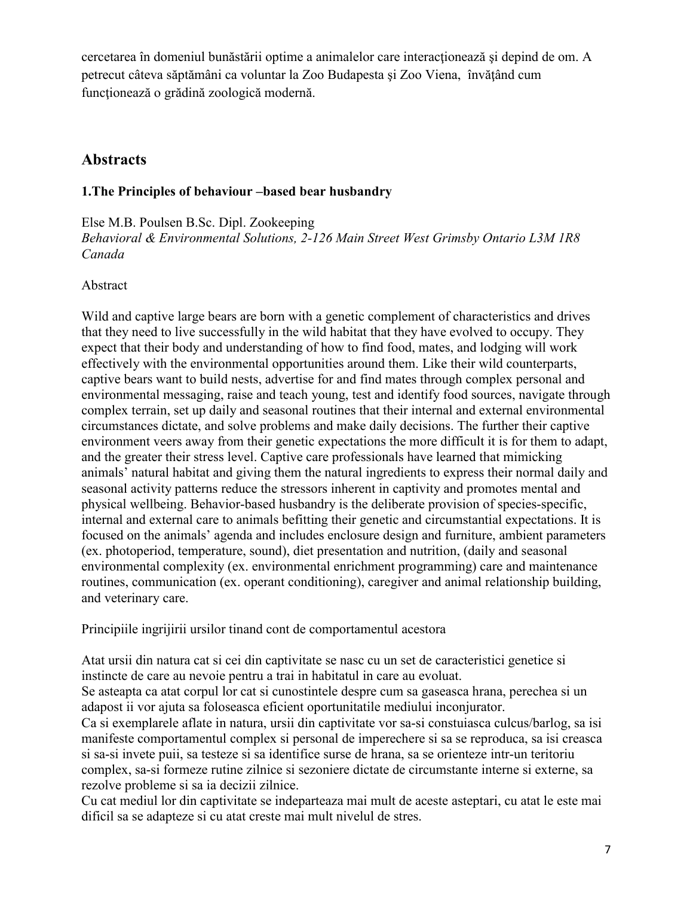cercetarea în domeniul bunăstării optime a animalelor care interacţionează şi depind de om. A petrecut câteva săptămâni ca voluntar la Zoo Budapesta şi Zoo Viena, învăţând cum funcţionează o grădină zoologică modernă.

## Abstracts

### 1.The Principles of behaviour –based bear husbandry

Else M.B. Poulsen B.Sc. Dipl. Zookeeping
*Behavioral & Environmental Solutions, 2-126 Main Street West Grimsby Ontario L3M 1R8 Canada*

Abstract

Wild and captive large bears are born with a genetic complement of characteristics and drives that they need to live successfully in the wild habitat that they have evolved to occupy. They expect that their body and understanding of how to find food, mates, and lodging will work effectively with the environmental opportunities around them. Like their wild counterparts, captive bears want to build nests, advertise for and find mates through complex personal and environmental messaging, raise and teach young, test and identify food sources, navigate through complex terrain, set up daily and seasonal routines that their internal and external environmental circumstances dictate, and solve problems and make daily decisions. The further their captive environment veers away from their genetic expectations the more difficult it is for them to adapt, and the greater their stress level. Captive care professionals have learned that mimicking animals' natural habitat and giving them the natural ingredients to express their normal daily and seasonal activity patterns reduce the stressors inherent in captivity and promotes mental and physical wellbeing. Behavior-based husbandry is the deliberate provision of species-specific, internal and external care to animals befitting their genetic and circumstantial expectations. It is focused on the animals' agenda and includes enclosure design and furniture, ambient parameters (ex. photoperiod, temperature, sound), diet presentation and nutrition, (daily and seasonal environmental complexity (ex. environmental enrichment programming) care and maintenance routines, communication (ex. operant conditioning), caregiver and animal relationship building, and veterinary care.

Principiile ingrijirii ursilor tinand cont de comportamentul acestora

Atat ursii din natura cat si cei din captivitate se nasc cu un set de caracteristici genetice si instincte de care au nevoie pentru a trai in habitatul in care au evoluat.
Se asteapta ca atat corpul lor cat si cunostintele despre cum sa gaseasca hrana, perechea si un adapost ii vor ajuta sa foloseasca eficient oportunitatile mediului inconjurator.
Ca si exemplarele aflate in natura, ursii din captivitate vor sa-si constuiasca culcus/barlog, sa isi manifeste comportamentul complex si personal de imperechere si sa se reproduca, sa isi creasca si sa-si invete puii, sa testeze si sa identifice surse de hrana, sa se orienteze intr-un teritoriu complex, sa-si formeze rutine zilnice si sezoniere dictate de circumstante interne si externe, sa rezolve probleme si sa ia decizii zilnice.
Cu cat mediul lor din captivitate se indeparteaza mai mult de aceste asteptari, cu atat le este mai dificil sa se adapteze si cu atat creste mai mult nivelul de stres.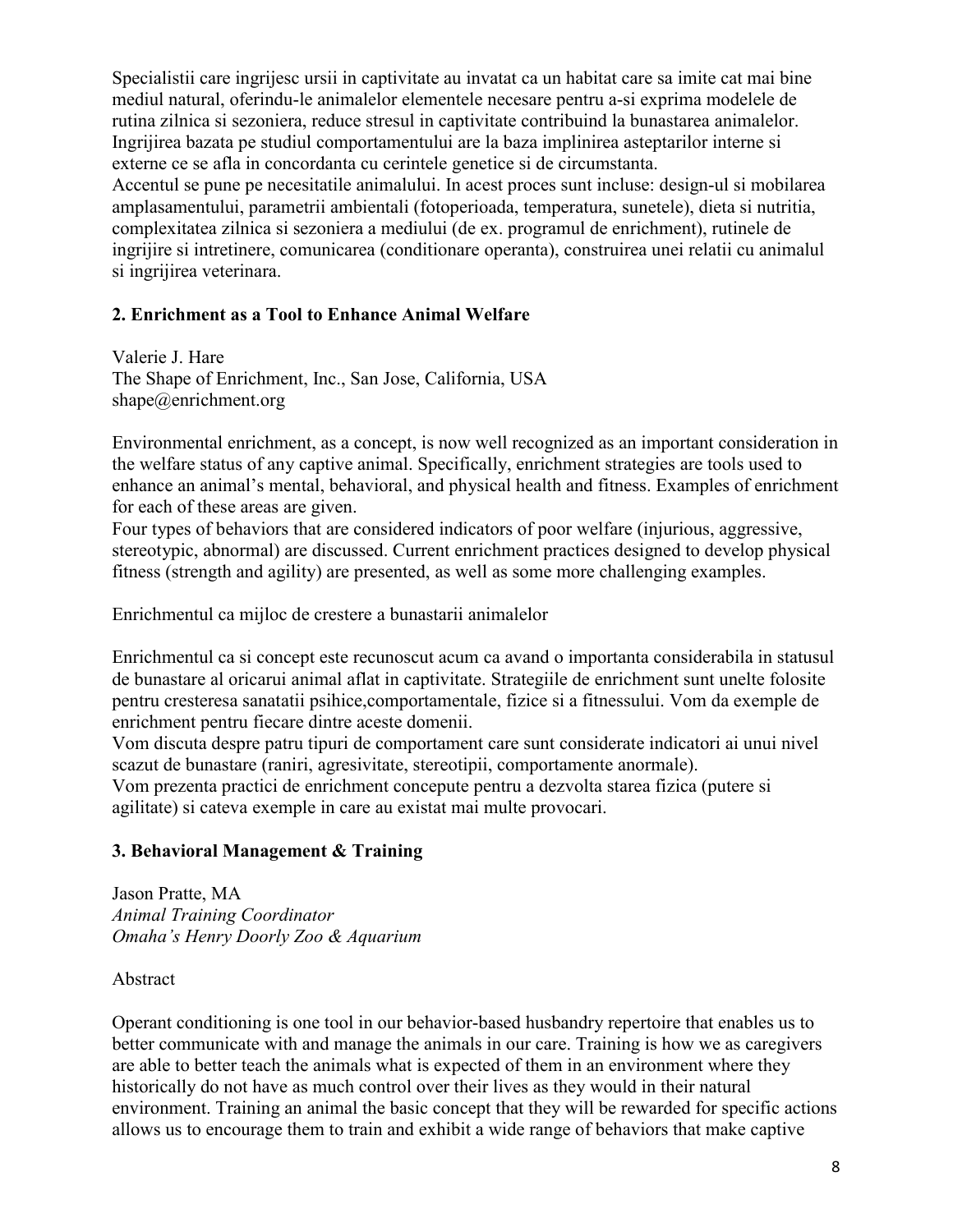Specialistii care ingrijesc ursii in captivitate au invatat ca un habitat care sa imite cat mai bine mediul natural, oferindu-le animalelor elementele necesare pentru a-si exprima modelele de rutina zilnica si sezoniera, reduce stresul in captivitate contribuind la bunastarea animalelor. Ingrijirea bazata pe studiul comportamentului are la baza implinirea asteptarilor interne si externe ce se afla in concordanta cu cerintele genetice si de circumstanta.
Accentul se pune pe necesitatile animalului. In acest proces sunt incluse: design-ul si mobilarea amplasamentului, parametrii ambientali (fotoperioada, temperatura, sunetele), dieta si nutritia, complexitatea zilnica si sezoniera a mediului (de ex. programul de enrichment), rutinele de ingrijire si intretinere, comunicarea (conditionare operanta), construirea unei relatii cu animalul si ingrijirea veterinara.

## 2. Enrichment as a Tool to Enhance Animal Welfare

Valerie J. Hare
The Shape of Enrichment, Inc., San Jose, California, USA
shape@enrichment.org

Environmental enrichment, as a concept, is now well recognized as an important consideration in the welfare status of any captive animal. Specifically, enrichment strategies are tools used to enhance an animal's mental, behavioral, and physical health and fitness. Examples of enrichment for each of these areas are given.
Four types of behaviors that are considered indicators of poor welfare (injurious, aggressive, stereotypic, abnormal) are discussed. Current enrichment practices designed to develop physical fitness (strength and agility) are presented, as well as some more challenging examples.

Enrichmentul ca mijloc de crestere a bunastarii animalelor

Enrichmentul ca si concept este recunoscut acum ca avand o importanta considerabila in statusul de bunastare al oricarui animal aflat in captivitate. Strategiile de enrichment sunt unelte folosite pentru cresteresa sanatatii psihice,comportamentale, fizice si a fitnessului. Vom da exemple de enrichment pentru fiecare dintre aceste domenii.
Vom discuta despre patru tipuri de comportament care sunt considerate indicatori ai unui nivel scazut de bunastare (raniri, agresivitate, stereotipii, comportamente anormale).
Vom prezenta practici de enrichment concepute pentru a dezvolta starea fizica (putere si agilitate) si cateva exemple in care au existat mai multe provocari.

## 3. Behavioral Management & Training

Jason Pratte, MA
*Animal Training Coordinator*
*Omaha's Henry Doorly Zoo & Aquarium*

Abstract

Operant conditioning is one tool in our behavior-based husbandry repertoire that enables us to better communicate with and manage the animals in our care. Training is how we as caregivers are able to better teach the animals what is expected of them in an environment where they historically do not have as much control over their lives as they would in their natural environment. Training an animal the basic concept that they will be rewarded for specific actions allows us to encourage them to train and exhibit a wide range of behaviors that make captive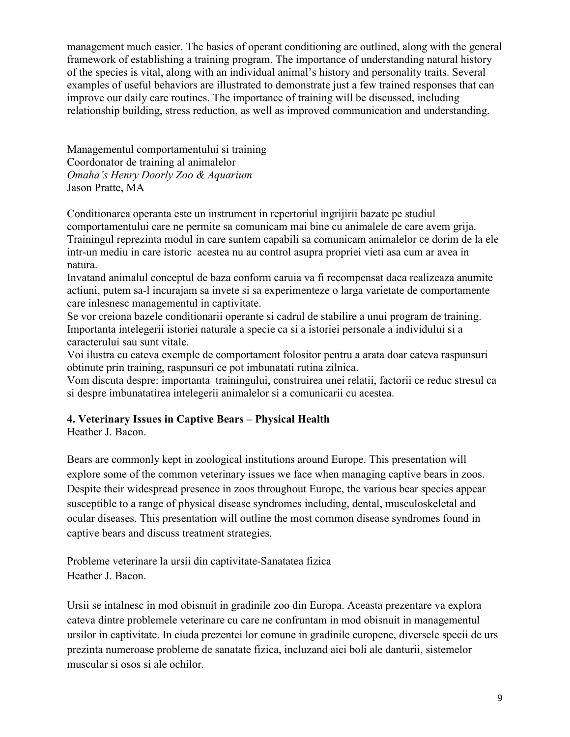management much easier. The basics of operant conditioning are outlined, along with the general framework of establishing a training program. The importance of understanding natural history of the species is vital, along with an individual animal's history and personality traits. Several examples of useful behaviors are illustrated to demonstrate just a few trained responses that can improve our daily care routines. The importance of training will be discussed, including relationship building, stress reduction, as well as improved communication and understanding.

Managementul comportamentului si training
Coordonator de training al animalelor
*Omaha's Henry Doorly Zoo & Aquarium*
Jason Pratte, MA

Conditionarea operanta este un instrument in repertoriul ingrijirii bazate pe studiul comportamentului care ne permite sa comunicam mai bine cu animalele de care avem grija. Trainingul reprezinta modul in care suntem capabili sa comunicam animalelor ce dorim de la ele intr-un mediu in care istoric acestea nu au control asupra propriei vieti asa cum ar avea in natura.
Invatand animalul conceptul de baza conform caruia va fi recompensat daca realizeaza anumite actiuni, putem sa-l incurajam sa invete si sa experimenteze o larga varietate de comportamente care inlesnesc managementul in captivitate.
Se vor creiona bazele conditionarii operante si cadrul de stabilire a unui program de training. Importanta intelegerii istoriei naturale a specie ca si a istoriei personale a individului si a caracterului sau sunt vitale.
Voi ilustra cu cateva exemple de comportament folositor pentru a arata doar cateva raspunsuri obtinute prin training, raspunsuri ce pot imbunatati rutina zilnica.
Vom discuta despre: importanta trainingului, construirea unei relatii, factorii ce reduc stresul ca si despre imbunatatirea intelegerii animalelor si a comunicarii cu acestea.

**4. Veterinary Issues in Captive Bears – Physical Health**
Heather J. Bacon.

Bears are commonly kept in zoological institutions around Europe. This presentation will explore some of the common veterinary issues we face when managing captive bears in zoos. Despite their widespread presence in zoos throughout Europe, the various bear species appear susceptible to a range of physical disease syndromes including, dental, musculoskeletal and ocular diseases. This presentation will outline the most common disease syndromes found in captive bears and discuss treatment strategies.

Probleme veterinare la ursii din captivitate-Sanatatea fizica
Heather J. Bacon.

Ursii se intalnesc in mod obisnuit in gradinile zoo din Europa. Aceasta prezentare va explora cateva dintre problemele veterinare cu care ne confruntam in mod obisnuit in managementul ursilor in captivitate. In ciuda prezentei lor comune in gradinile europene, diversele specii de urs prezinta numeroase probleme de sanatate fizica, incluzand aici boli ale danturii, sistemelor muscular si osos si ale ochilor.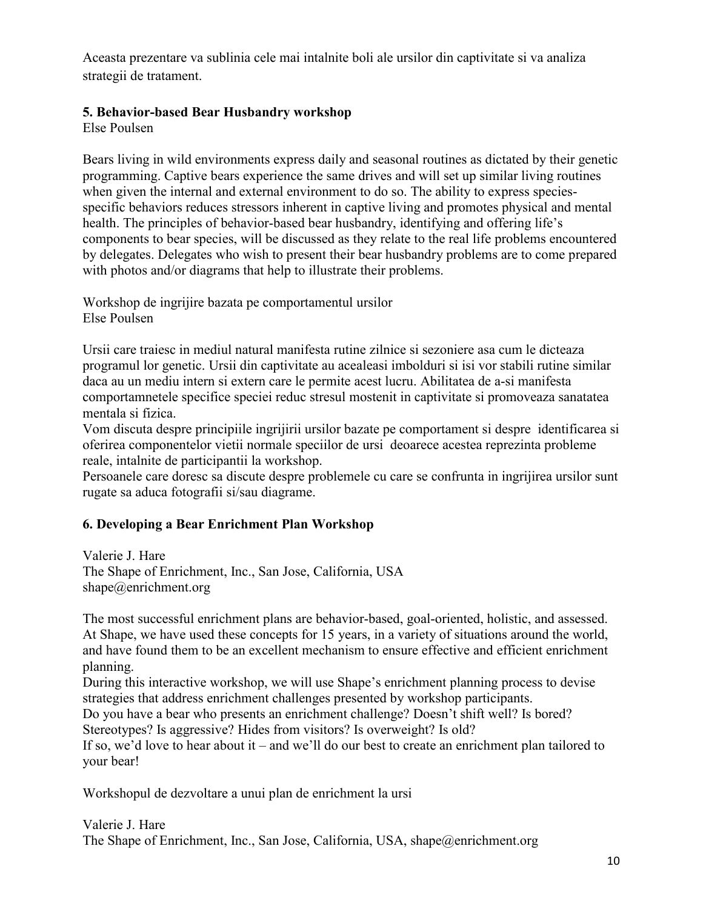Aceasta prezentare va sublinia cele mai intalnite boli ale ursilor din captivitate si va analiza strategii de tratament.

**5. Behavior-based Bear Husbandry workshop**
Else Poulsen

Bears living in wild environments express daily and seasonal routines as dictated by their genetic programming. Captive bears experience the same drives and will set up similar living routines when given the internal and external environment to do so. The ability to express species-specific behaviors reduces stressors inherent in captive living and promotes physical and mental health. The principles of behavior-based bear husbandry, identifying and offering life's components to bear species, will be discussed as they relate to the real life problems encountered by delegates. Delegates who wish to present their bear husbandry problems are to come prepared with photos and/or diagrams that help to illustrate their problems.

Workshop de ingrijire bazata pe comportamentul ursilor
Else Poulsen

Ursii care traiesc in mediul natural manifesta rutine zilnice si sezoniere asa cum le dicteaza programul lor genetic. Ursii din captivitate au acealeasi imbolduri si isi vor stabili rutine similar daca au un mediu intern si extern care le permite acest lucru. Abilitatea de a-si manifesta comportamnetele specifice speciei reduc stresul mostenit in captivitate si promoveaza sanatatea mentala si fizica.
Vom discuta despre principiile ingrijirii ursilor bazate pe comportament si despre identificarea si oferirea componentelor vietii normale speciilor de ursi deoarece acestea reprezinta probleme reale, intalnite de participantii la workshop.
Persoanele care doresc sa discute despre problemele cu care se confrunta in ingrijirea ursilor sunt rugate sa aduca fotografii si/sau diagrame.

**6. Developing a Bear Enrichment Plan Workshop**

Valerie J. Hare
The Shape of Enrichment, Inc., San Jose, California, USA
shape@enrichment.org

The most successful enrichment plans are behavior-based, goal-oriented, holistic, and assessed. At Shape, we have used these concepts for 15 years, in a variety of situations around the world, and have found them to be an excellent mechanism to ensure effective and efficient enrichment planning.
During this interactive workshop, we will use Shape's enrichment planning process to devise strategies that address enrichment challenges presented by workshop participants.
Do you have a bear who presents an enrichment challenge? Doesn't shift well? Is bored? Stereotypes? Is aggressive? Hides from visitors? Is overweight? Is old?
If so, we'd love to hear about it – and we'll do our best to create an enrichment plan tailored to your bear!

Workshopul de dezvoltare a unui plan de enrichment la ursi

Valerie J. Hare
The Shape of Enrichment, Inc., San Jose, California, USA, shape@enrichment.org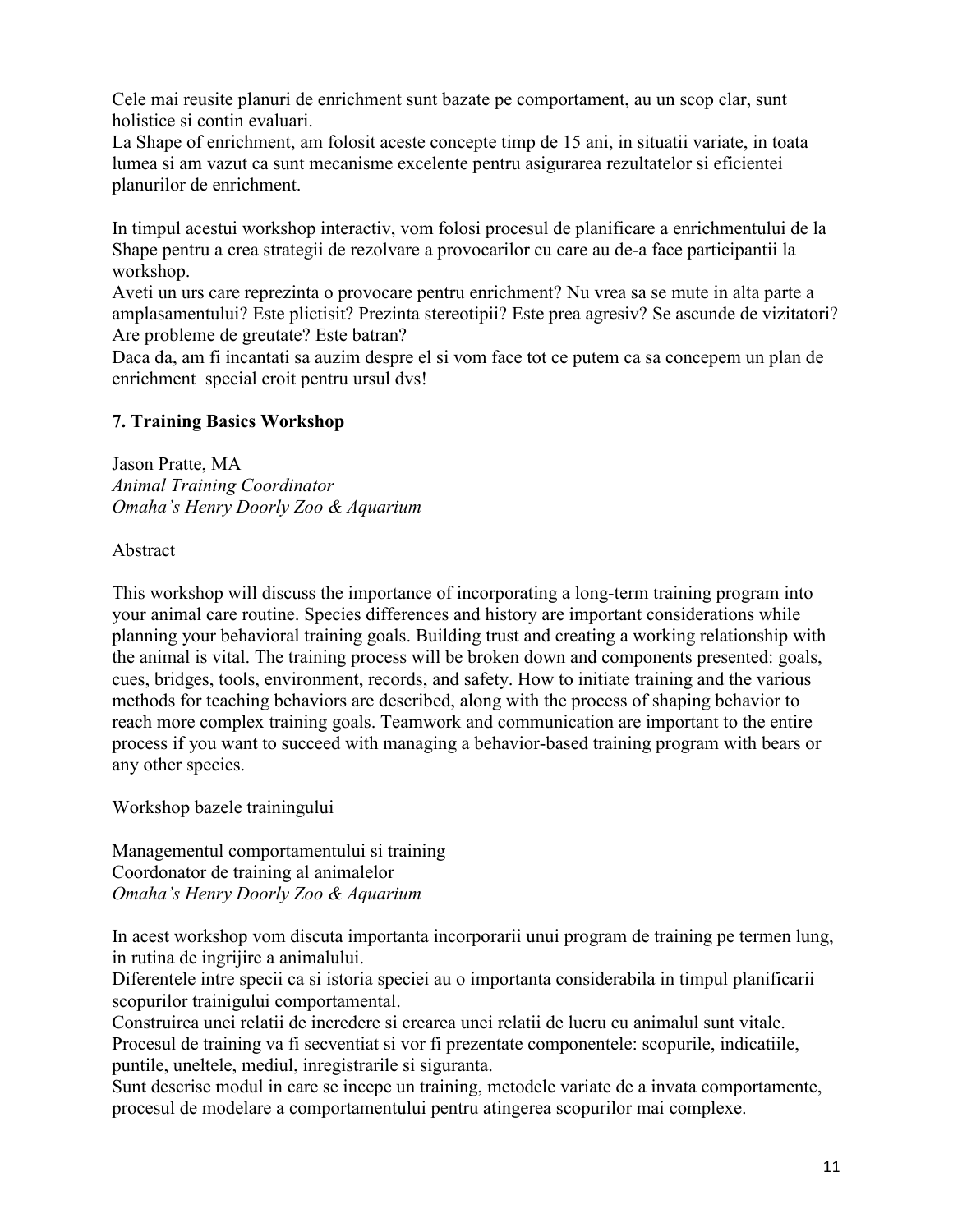Cele mai reusite planuri de enrichment sunt bazate pe comportament, au un scop clar, sunt holistice si contin evaluari.

La Shape of enrichment, am folosit aceste concepte timp de 15 ani, in situatii variate, in toata lumea si am vazut ca sunt mecanisme excelente pentru asigurarea rezultatelor si eficientei planurilor de enrichment.

In timpul acestui workshop interactiv, vom folosi procesul de planificare a enrichmentului de la Shape pentru a crea strategii de rezolvare a provocarilor cu care au de-a face participantii la workshop.

Aveti un urs care reprezinta o provocare pentru enrichment? Nu vrea sa se mute in alta parte a amplasamentului? Este plictisit? Prezinta stereotipii? Este prea agresiv? Se ascunde de vizitatori? Are probleme de greutate? Este batran?

Daca da, am fi incantati sa auzim despre el si vom face tot ce putem ca sa concepem un plan de enrichment special croit pentru ursul dvs!

### 7. Training Basics Workshop

Jason Pratte, MA
*Animal Training Coordinator*
*Omaha's Henry Doorly Zoo & Aquarium*

Abstract

This workshop will discuss the importance of incorporating a long-term training program into your animal care routine. Species differences and history are important considerations while planning your behavioral training goals. Building trust and creating a working relationship with the animal is vital. The training process will be broken down and components presented: goals, cues, bridges, tools, environment, records, and safety. How to initiate training and the various methods for teaching behaviors are described, along with the process of shaping behavior to reach more complex training goals. Teamwork and communication are important to the entire process if you want to succeed with managing a behavior-based training program with bears or any other species.

Workshop bazele trainingului

Managementul comportamentului si training
Coordonator de training al animalelor
*Omaha's Henry Doorly Zoo & Aquarium*

In acest workshop vom discuta importanta incorporarii unui program de training pe termen lung, in rutina de ingrijire a animalului.

Diferentele intre specii ca si istoria speciei au o importanta considerabila in timpul planificarii scopurilor trainigului comportamental.

Construirea unei relatii de incredere si crearea unei relatii de lucru cu animalul sunt vitale.

Procesul de training va fi secventiat si vor fi prezentate componentele: scopurile, indicatiile, puntile, uneltele, mediul, inregistrarile si siguranta.

Sunt descrise modul in care se incepe un training, metodele variate de a invata comportamente, procesul de modelare a comportamentului pentru atingerea scopurilor mai complexe.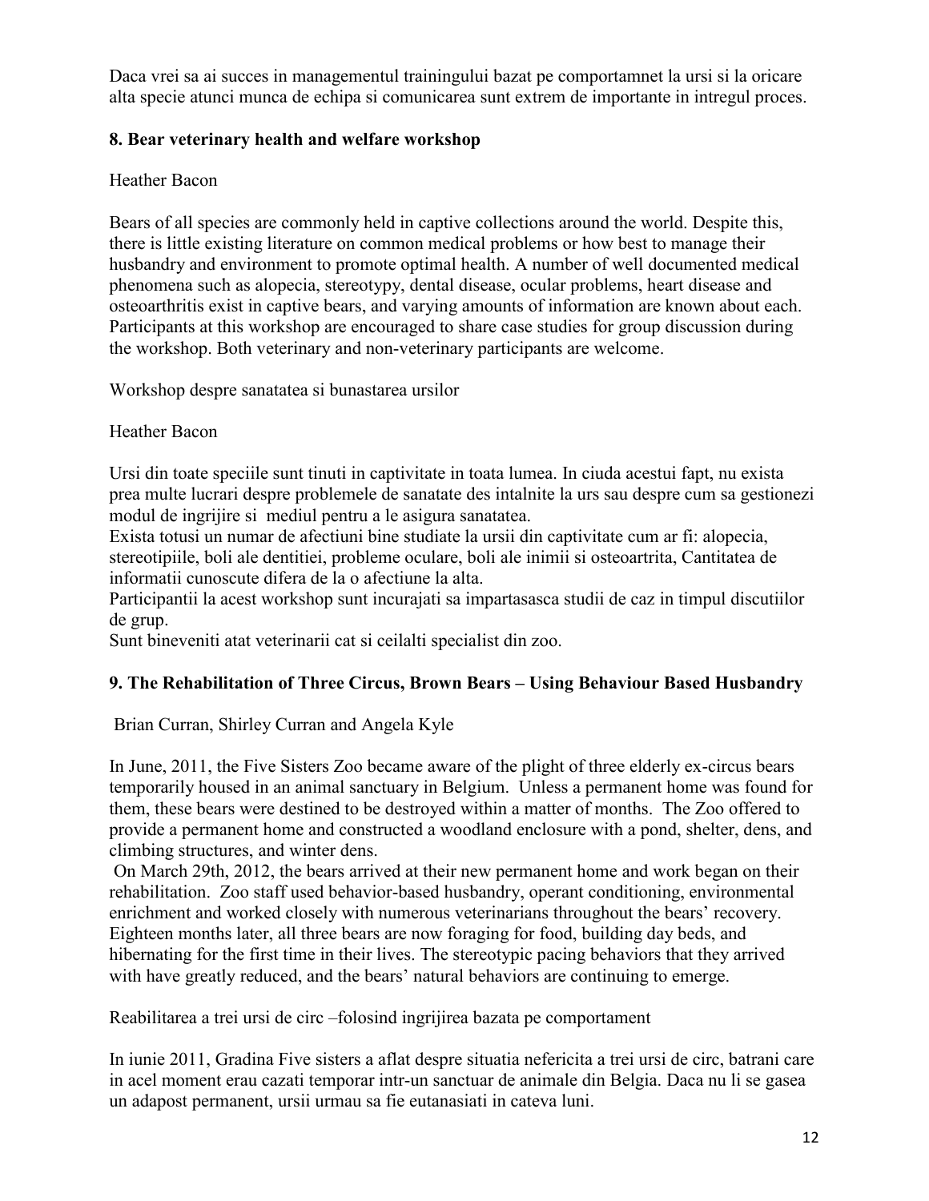Daca vrei sa ai succes in managementul trainingului bazat pe comportamnet la ursi si la oricare alta specie atunci munca de echipa si comunicarea sunt extrem de importante in intregul proces.

### 8. Bear veterinary health and welfare workshop

Heather Bacon

Bears of all species are commonly held in captive collections around the world. Despite this, there is little existing literature on common medical problems or how best to manage their husbandry and environment to promote optimal health. A number of well documented medical phenomena such as alopecia, stereotypy, dental disease, ocular problems, heart disease and osteoarthritis exist in captive bears, and varying amounts of information are known about each. Participants at this workshop are encouraged to share case studies for group discussion during the workshop. Both veterinary and non-veterinary participants are welcome.

Workshop despre sanatatea si bunastarea ursilor

Heather Bacon

Ursi din toate speciile sunt tinuti in captivitate in toata lumea. In ciuda acestui fapt, nu exista prea multe lucrari despre problemele de sanatate des intalnite la urs sau despre cum sa gestionezi modul de ingrijire si mediul pentru a le asigura sanatatea.
Exista totusi un numar de afectiuni bine studiate la ursii din captivitate cum ar fi: alopecia, stereotipiile, boli ale dentitiei, probleme oculare, boli ale inimii si osteoartrita, Cantitatea de informatii cunoscute difera de la o afectiune la alta.
Participantii la acest workshop sunt incurajati sa impartasasca studii de caz in timpul discutiilor de grup.
Sunt bineveniti atat veterinarii cat si ceilalti specialist din zoo.

### 9. The Rehabilitation of Three Circus, Brown Bears – Using Behaviour Based Husbandry

Brian Curran, Shirley Curran and Angela Kyle

In June, 2011, the Five Sisters Zoo became aware of the plight of three elderly ex-circus bears temporarily housed in an animal sanctuary in Belgium. Unless a permanent home was found for them, these bears were destined to be destroyed within a matter of months. The Zoo offered to provide a permanent home and constructed a woodland enclosure with a pond, shelter, dens, and climbing structures, and winter dens.
On March 29th, 2012, the bears arrived at their new permanent home and work began on their rehabilitation. Zoo staff used behavior-based husbandry, operant conditioning, environmental enrichment and worked closely with numerous veterinarians throughout the bears' recovery. Eighteen months later, all three bears are now foraging for food, building day beds, and hibernating for the first time in their lives. The stereotypic pacing behaviors that they arrived with have greatly reduced, and the bears' natural behaviors are continuing to emerge.

Reabilitarea a trei ursi de circ –folosind ingrijirea bazata pe comportament

In iunie 2011, Gradina Five sisters a aflat despre situatia nefericita a trei ursi de circ, batrani care in acel moment erau cazati temporar intr-un sanctuar de animale din Belgia. Daca nu li se gasea un adapost permanent, ursii urmau sa fie eutanasiati in cateva luni.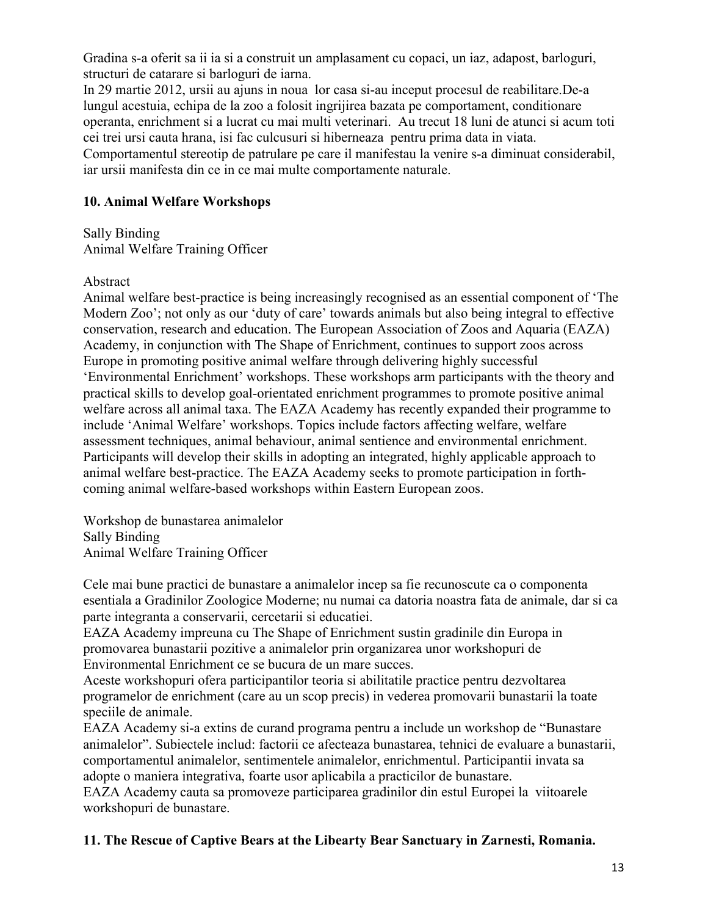Gradina s-a oferit sa ii ia si a construit un amplasament cu copaci, un iaz, adapost, barloguri, structuri de catarare si barloguri de iarna.
In 29 martie 2012, ursii au ajuns in noua lor casa si-au inceput procesul de reabilitare.De-a lungul acestuia, echipa de la zoo a folosit ingrijirea bazata pe comportament, conditionare operanta, enrichment si a lucrat cu mai multi veterinari. Au trecut 18 luni de atunci si acum toti cei trei ursi cauta hrana, isi fac culcusuri si hiberneaza pentru prima data in viata. Comportamentul stereotip de patrulare pe care il manifestau la venire s-a diminuat considerabil, iar ursii manifesta din ce in ce mai multe comportamente naturale.

## 10. Animal Welfare Workshops

Sally Binding
Animal Welfare Training Officer

Abstract
Animal welfare best-practice is being increasingly recognised as an essential component of 'The Modern Zoo'; not only as our 'duty of care' towards animals but also being integral to effective conservation, research and education. The European Association of Zoos and Aquaria (EAZA) Academy, in conjunction with The Shape of Enrichment, continues to support zoos across Europe in promoting positive animal welfare through delivering highly successful 'Environmental Enrichment' workshops. These workshops arm participants with the theory and practical skills to develop goal-orientated enrichment programmes to promote positive animal welfare across all animal taxa. The EAZA Academy has recently expanded their programme to include 'Animal Welfare' workshops. Topics include factors affecting welfare, welfare assessment techniques, animal behaviour, animal sentience and environmental enrichment. Participants will develop their skills in adopting an integrated, highly applicable approach to animal welfare best-practice. The EAZA Academy seeks to promote participation in forth-coming animal welfare-based workshops within Eastern European zoos.

Workshop de bunastarea animalelor
Sally Binding
Animal Welfare Training Officer

Cele mai bune practici de bunastare a animalelor incep sa fie recunoscute ca o componenta esentiala a Gradinilor Zoologice Moderne; nu numai ca datoria noastra fata de animale, dar si ca parte integranta a conservarii, cercetarii si educatiei.
EAZA Academy impreuna cu The Shape of Enrichment sustin gradinile din Europa in promovarea bunastarii pozitive a animalelor prin organizarea unor workshopuri de Environmental Enrichment ce se bucura de un mare succes.
Aceste workshopuri ofera participantilor teoria si abilitatile practice pentru dezvoltarea programelor de enrichment (care au un scop precis) in vederea promovarii bunastarii la toate speciile de animale.
EAZA Academy si-a extins de curand programa pentru a include un workshop de "Bunastare animalelor". Subiectele includ: factorii ce afecteaza bunastarea, tehnici de evaluare a bunastarii, comportamentul animalelor, sentimentele animalelor, enrichmentul. Participantii invata sa adopte o maniera integrativa, foarte usor aplicabila a practicilor de bunastare.
EAZA Academy cauta sa promoveze participarea gradinilor din estul Europei la viitoarele workshopuri de bunastare.

## 11. The Rescue of Captive Bears at the Libearty Bear Sanctuary in Zarnesti, Romania.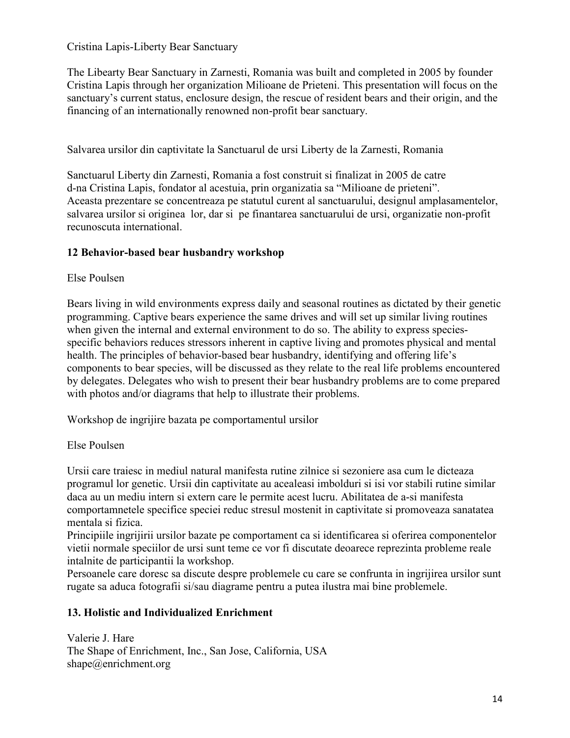Cristina Lapis-Liberty Bear Sanctuary

The Libearty Bear Sanctuary in Zarnesti, Romania was built and completed in 2005 by founder Cristina Lapis through her organization Milioane de Prieteni. This presentation will focus on the sanctuary's current status, enclosure design, the rescue of resident bears and their origin, and the financing of an internationally renowned non-profit bear sanctuary.

Salvarea ursilor din captivitate la Sanctuarul de ursi Liberty de la Zarnesti, Romania

Sanctuarul Liberty din Zarnesti, Romania a fost construit si finalizat in 2005 de catre d-na Cristina Lapis, fondator al acestuia, prin organizatia sa "Milioane de prieteni". Aceasta prezentare se concentreaza pe statutul curent al sanctuarului, designul amplasamentelor, salvarea ursilor si originea lor, dar si pe finantarea sanctuarului de ursi, organizatie non-profit recunoscuta international.

**12 Behavior-based bear husbandry workshop**

Else Poulsen

Bears living in wild environments express daily and seasonal routines as dictated by their genetic programming. Captive bears experience the same drives and will set up similar living routines when given the internal and external environment to do so. The ability to express species-specific behaviors reduces stressors inherent in captive living and promotes physical and mental health. The principles of behavior-based bear husbandry, identifying and offering life's components to bear species, will be discussed as they relate to the real life problems encountered by delegates. Delegates who wish to present their bear husbandry problems are to come prepared with photos and/or diagrams that help to illustrate their problems.

Workshop de ingrijire bazata pe comportamentul ursilor

Else Poulsen

Ursii care traiesc in mediul natural manifesta rutine zilnice si sezoniere asa cum le dicteaza programul lor genetic. Ursii din captivitate au acealeasi imbolduri si isi vor stabili rutine similar daca au un mediu intern si extern care le permite acest lucru. Abilitatea de a-si manifesta comportamnetele specifice speciei reduc stresul mostenit in captivitate si promoveaza sanatatea mentala si fizica.
Principiile ingrijirii ursilor bazate pe comportament ca si identificarea si oferirea componentelor vietii normale speciilor de ursi sunt teme ce vor fi discutate deoarece reprezinta probleme reale intalnite de participantii la workshop.
Persoanele care doresc sa discute despre problemele cu care se confrunta in ingrijirea ursilor sunt rugate sa aduca fotografii si/sau diagrame pentru a putea ilustra mai bine problemele.

**13. Holistic and Individualized Enrichment**

Valerie J. Hare
The Shape of Enrichment, Inc., San Jose, California, USA
shape@enrichment.org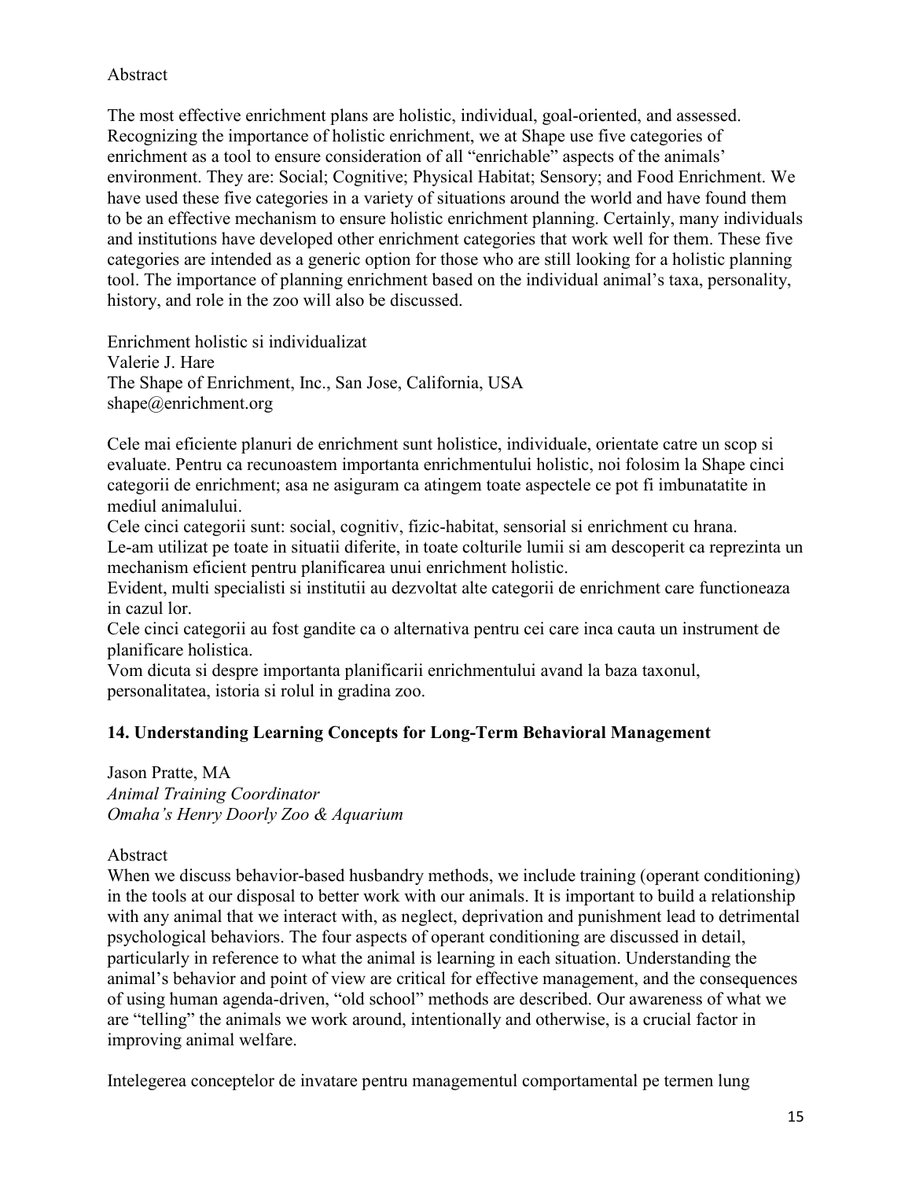Abstract

The most effective enrichment plans are holistic, individual, goal-oriented, and assessed. Recognizing the importance of holistic enrichment, we at Shape use five categories of enrichment as a tool to ensure consideration of all "enrichable" aspects of the animals' environment. They are: Social; Cognitive; Physical Habitat; Sensory; and Food Enrichment. We have used these five categories in a variety of situations around the world and have found them to be an effective mechanism to ensure holistic enrichment planning. Certainly, many individuals and institutions have developed other enrichment categories that work well for them. These five categories are intended as a generic option for those who are still looking for a holistic planning tool. The importance of planning enrichment based on the individual animal's taxa, personality, history, and role in the zoo will also be discussed.

Enrichment holistic si individualizat
Valerie J. Hare
The Shape of Enrichment, Inc., San Jose, California, USA
shape@enrichment.org

Cele mai eficiente planuri de enrichment sunt holistice, individuale, orientate catre un scop si evaluate. Pentru ca recunoastem importanta enrichmentului holistic, noi folosim la Shape cinci categorii de enrichment; asa ne asiguram ca atingem toate aspectele ce pot fi imbunatatite in mediul animalului.
Cele cinci categorii sunt: social, cognitiv, fizic-habitat, sensorial si enrichment cu hrana.
Le-am utilizat pe toate in situatii diferite, in toate colturile lumii si am descoperit ca reprezinta un mecanism eficient pentru planificarea unui enrichment holistic.
Evident, multi specialisti si institutii au dezvoltat alte categorii de enrichment care functioneaza in cazul lor.
Cele cinci categorii au fost gandite ca o alternativa pentru cei care inca cauta un instrument de planificare holistica.
Vom dicuta si despre importanta planificarii enrichmentului avand la baza taxonul, personalitatea, istoria si rolul in gradina zoo.

### 14. Understanding Learning Concepts for Long-Term Behavioral Management

Jason Pratte, MA
*Animal Training Coordinator*
*Omaha's Henry Doorly Zoo & Aquarium*

Abstract
When we discuss behavior-based husbandry methods, we include training (operant conditioning) in the tools at our disposal to better work with our animals. It is important to build a relationship with any animal that we interact with, as neglect, deprivation and punishment lead to detrimental psychological behaviors. The four aspects of operant conditioning are discussed in detail, particularly in reference to what the animal is learning in each situation. Understanding the animal's behavior and point of view are critical for effective management, and the consequences of using human agenda-driven, "old school" methods are described. Our awareness of what we are "telling" the animals we work around, intentionally and otherwise, is a crucial factor in improving animal welfare.

Intelegerea conceptelor de invatare pentru managementul comportamental pe termen lung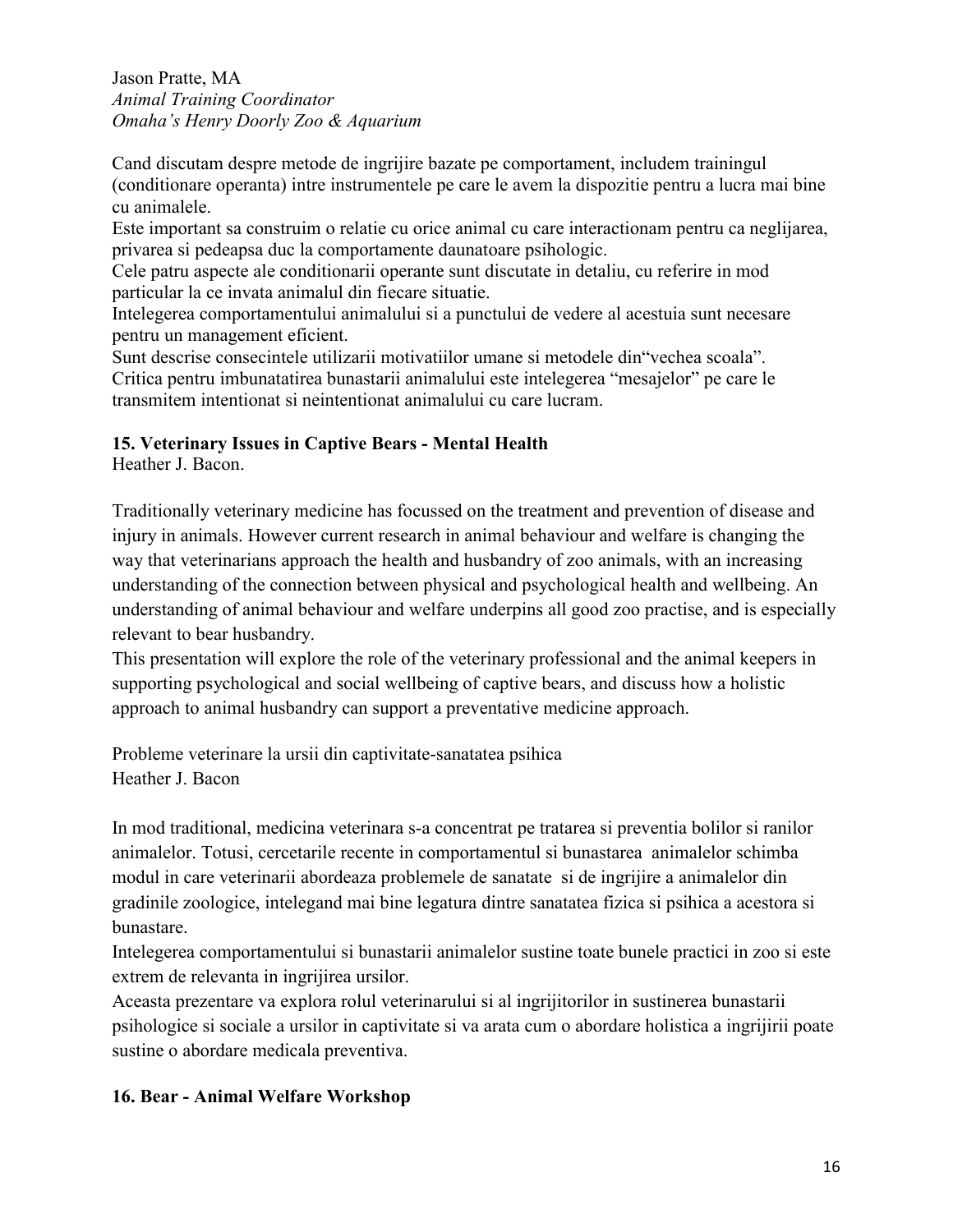Jason Pratte, MA
*Animal Training Coordinator*
*Omaha's Henry Doorly Zoo & Aquarium*

Cand discutam despre metode de ingrijire bazate pe comportament, includem trainingul (conditionare operanta) intre instrumentele pe care le avem la dispozitie pentru a lucra mai bine cu animalele.
Este important sa construim o relatie cu orice animal cu care interactionam pentru ca neglijarea, privarea si pedeapsa duc la comportamente daunatoare psihologic.
Cele patru aspecte ale conditionarii operante sunt discutate in detaliu, cu referire in mod particular la ce invata animalul din fiecare situatie.
Intelegerea comportamentului animalului si a punctului de vedere al acestuia sunt necesare pentru un management eficient.
Sunt descrise consecintele utilizarii motivatiilor umane si metodele din"vechea scoala".
Critica pentru imbunatatirea bunastarii animalului este intelegerea "mesajelor" pe care le transmitem intentionat si neintentionat animalului cu care lucram.

### 15. Veterinary Issues in Captive Bears - Mental Health

Heather J. Bacon.

Traditionally veterinary medicine has focussed on the treatment and prevention of disease and injury in animals. However current research in animal behaviour and welfare is changing the way that veterinarians approach the health and husbandry of zoo animals, with an increasing understanding of the connection between physical and psychological health and wellbeing. An understanding of animal behaviour and welfare underpins all good zoo practise, and is especially relevant to bear husbandry.
This presentation will explore the role of the veterinary professional and the animal keepers in supporting psychological and social wellbeing of captive bears, and discuss how a holistic approach to animal husbandry can support a preventative medicine approach.

Probleme veterinare la ursii din captivitate-sanatatea psihica
Heather J. Bacon

In mod traditional, medicina veterinara s-a concentrat pe tratarea si preventia bolilor si ranilor animalelor. Totusi, cercetarile recente in comportamentul si bunastarea animalelor schimba modul in care veterinarii abordeaza problemele de sanatate si de ingrijire a animalelor din gradinile zoologice, intelegand mai bine legatura dintre sanatatea fizica si psihica a acestora si bunastare.
Intelegerea comportamentului si bunastarii animalelor sustine toate bunele practici in zoo si este extrem de relevanta in ingrijirea ursilor.
Aceasta prezentare va explora rolul veterinarului si al ingrijitorilor in sustinerea bunastarii psihologice si sociale a ursilor in captivitate si va arata cum o abordare holistica a ingrijirii poate sustine o abordare medicala preventiva.

### 16. Bear - Animal Welfare Workshop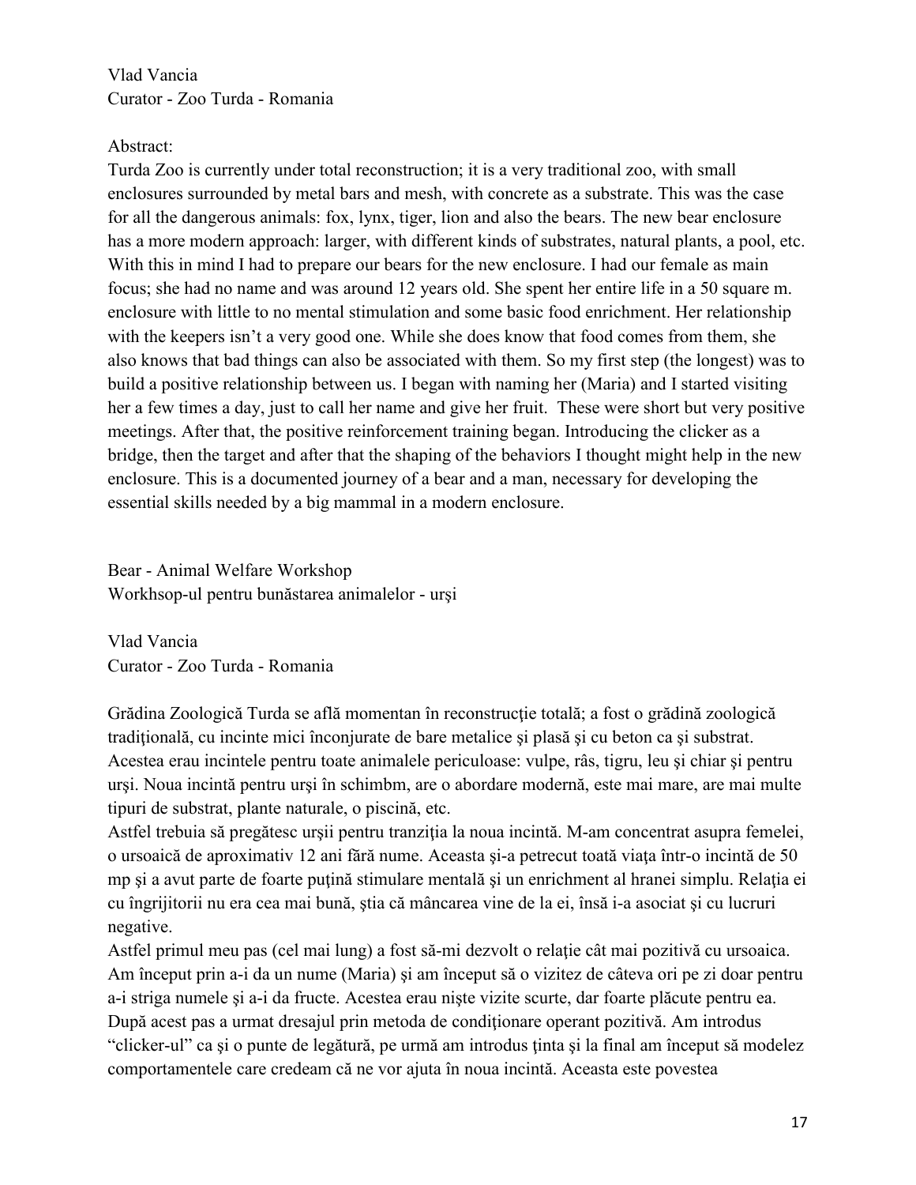Vlad Vancia
Curator - Zoo Turda - Romania

Abstract:
Turda Zoo is currently under total reconstruction; it is a very traditional zoo, with small enclosures surrounded by metal bars and mesh, with concrete as a substrate. This was the case for all the dangerous animals: fox, lynx, tiger, lion and also the bears. The new bear enclosure has a more modern approach: larger, with different kinds of substrates, natural plants, a pool, etc. With this in mind I had to prepare our bears for the new enclosure. I had our female as main focus; she had no name and was around 12 years old. She spent her entire life in a 50 square m. enclosure with little to no mental stimulation and some basic food enrichment. Her relationship with the keepers isn't a very good one. While she does know that food comes from them, she also knows that bad things can also be associated with them. So my first step (the longest) was to build a positive relationship between us. I began with naming her (Maria) and I started visiting her a few times a day, just to call her name and give her fruit. These were short but very positive meetings. After that, the positive reinforcement training began. Introducing the clicker as a bridge, then the target and after that the shaping of the behaviors I thought might help in the new enclosure. This is a documented journey of a bear and a man, necessary for developing the essential skills needed by a big mammal in a modern enclosure.

Bear - Animal Welfare Workshop
Workhsop-ul pentru bunăstarea animalelor - urşi

Vlad Vancia
Curator - Zoo Turda - Romania

Grădina Zoologică Turda se află momentan în reconstrucţie totală; a fost o grădină zoologică tradiţională, cu incinte mici înconjurate de bare metalice şi plasă şi cu beton ca şi substrat. Acestea erau incintele pentru toate animalele periculoase: vulpe, râs, tigru, leu şi chiar şi pentru urşi. Noua incintă pentru urşi în schimbm, are o abordare modernă, este mai mare, are mai multe tipuri de substrat, plante naturale, o piscină, etc.
Astfel trebuia să pregătesc urşii pentru tranziţia la noua incintă. M-am concentrat asupra femelei, o ursoaică de aproximativ 12 ani fără nume. Aceasta şi-a petrecut toată viaţa într-o incintă de 50 mp şi a avut parte de foarte puţină stimulare mentală şi un enrichment al hranei simplu. Relaţia ei cu îngrijitorii nu era cea mai bună, ştia că mâncarea vine de la ei, însă i-a asociat şi cu lucruri negative.
Astfel primul meu pas (cel mai lung) a fost să-mi dezvolt o relaţie cât mai pozitivă cu ursoaica. Am început prin a-i da un nume (Maria) şi am început să o vizitez de câteva ori pe zi doar pentru a-i striga numele şi a-i da fructe. Acestea erau nişte vizite scurte, dar foarte plăcute pentru ea. După acest pas a urmat dresajul prin metoda de condiţionare operant pozitivă. Am introdus "clicker-ul" ca şi o punte de legătură, pe urmă am introdus ţinta şi la final am început să modelez comportamentele care credeam că ne vor ajuta în noua incintă. Aceasta este povestea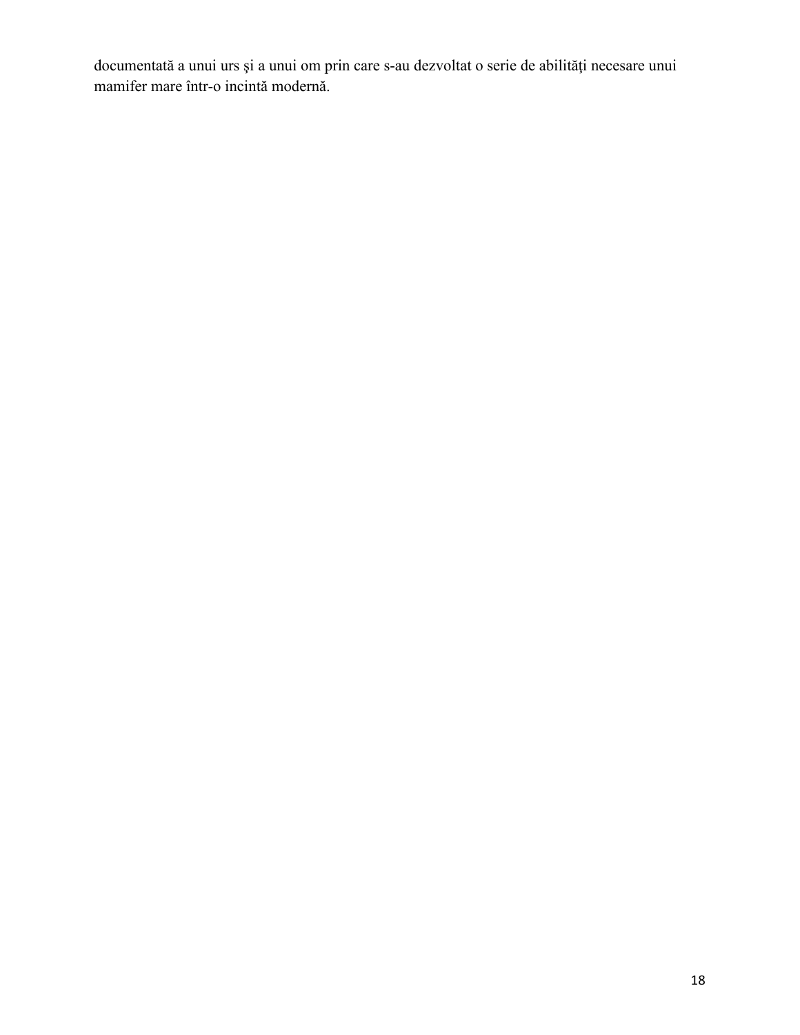documentată a unui urs şi a unui om prin care s-au dezvoltat o serie de abilităţi necesare unui mamifer mare într-o incintă modernă.